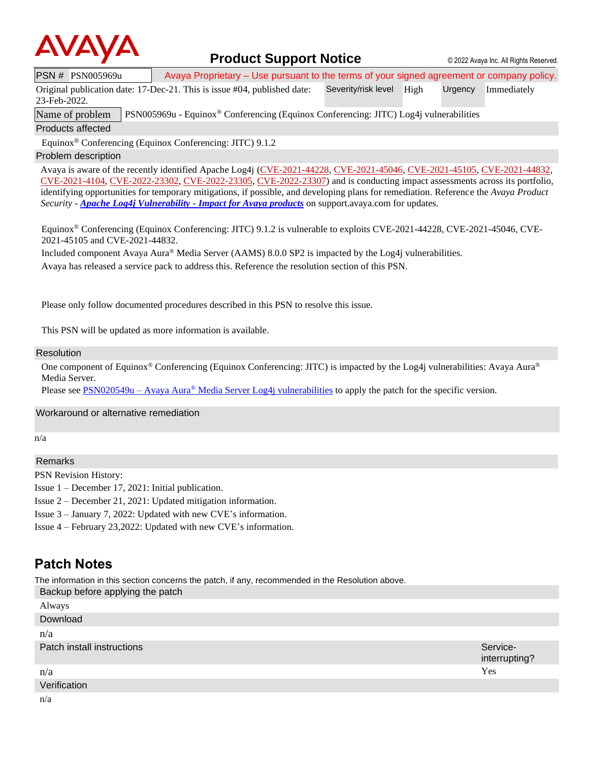AVAYA

# Product Support Notice

© 2022 Avaya Inc. All Rights Reserved.

| PSN # PSN005969u | Avaya Proprietary – Use pursuant to the terms of your signed agreement or company policy. | | | |
|---|---|---|---|---|
| Original publication date: 17-Dec-21. This is issue #04, published date: 23-Feb-2022. | Severity/risk level | High | Urgency | Immediately |

**Name of problem** PSN005969u - Equinox® Conferencing (Equinox Conferencing: JITC) Log4j vulnerabilities

## Products affected

Equinox® Conferencing (Equinox Conferencing: JITC) 9.1.2

## Problem description

Avaya is aware of the recently identified Apache Log4j (CVE-2021-44228, CVE-2021-45046, CVE-2021-45105, CVE-2021-44832, CVE-2021-4104, CVE-2022-23302, CVE-2022-23305, CVE-2022-23307) and is conducting impact assessments across its portfolio, identifying opportunities for temporary mitigations, if possible, and developing plans for remediation. Reference the *Avaya Product Security - **Apache Log4j Vulnerability - Impact for Avaya products*** on support.avaya.com for updates.

Equinox® Conferencing (Equinox Conferencing: JITC) 9.1.2 is vulnerable to exploits CVE-2021-44228, CVE-2021-45046, CVE-2021-45105 and CVE-2021-44832.

Included component Avaya Aura® Media Server (AAMS) 8.0.0 SP2 is impacted by the Log4j vulnerabilities.

Avaya has released a service pack to address this. Reference the resolution section of this PSN.

Please only follow documented procedures described in this PSN to resolve this issue.

This PSN will be updated as more information is available.

## Resolution

One component of Equinox® Conferencing (Equinox Conferencing: JITC) is impacted by the Log4j vulnerabilities: Avaya Aura® Media Server.

Please see PSN020549u – Avaya Aura® Media Server Log4j vulnerabilities to apply the patch for the specific version.

## Workaround or alternative remediation

n/a

## Remarks

PSN Revision History:

Issue 1 – December 17, 2021: Initial publication.

Issue 2 – December 21, 2021: Updated mitigation information.

Issue 3 – January 7, 2022: Updated with new CVE's information.

Issue 4 – February 23,2022: Updated with new CVE's information.

# Patch Notes

The information in this section concerns the patch, if any, recommended in the Resolution above.

## Backup before applying the patch

Always

## Download

n/a

| Patch install instructions | Service-interrupting? |
|---|---|
| n/a | Yes |

## Verification

n/a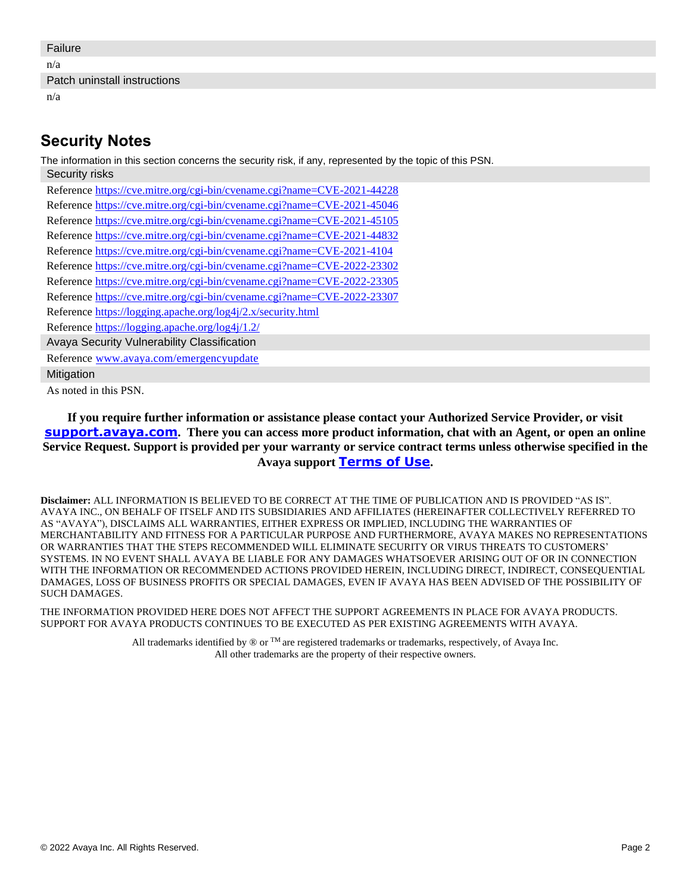**Failure**

n/a

**Patch uninstall instructions**

n/a

## Security Notes

The information in this section concerns the security risk, if any, represented by the topic of this PSN.

**Security risks**

Reference https://cve.mitre.org/cgi-bin/cvename.cgi?name=CVE-2021-44228
Reference https://cve.mitre.org/cgi-bin/cvename.cgi?name=CVE-2021-45046
Reference https://cve.mitre.org/cgi-bin/cvename.cgi?name=CVE-2021-45105
Reference https://cve.mitre.org/cgi-bin/cvename.cgi?name=CVE-2021-44832
Reference https://cve.mitre.org/cgi-bin/cvename.cgi?name=CVE-2021-4104
Reference https://cve.mitre.org/cgi-bin/cvename.cgi?name=CVE-2022-23302
Reference https://cve.mitre.org/cgi-bin/cvename.cgi?name=CVE-2022-23305
Reference https://cve.mitre.org/cgi-bin/cvename.cgi?name=CVE-2022-23307
Reference https://logging.apache.org/log4j/2.x/security.html
Reference https://logging.apache.org/log4j/1.2/

**Avaya Security Vulnerability Classification**

Reference www.avaya.com/emergencyupdate

**Mitigation**

As noted in this PSN.

**If you require further information or assistance please contact your Authorized Service Provider, or visit support.avaya.com. There you can access more product information, chat with an Agent, or open an online Service Request. Support is provided per your warranty or service contract terms unless otherwise specified in the Avaya support Terms of Use.**

**Disclaimer:** ALL INFORMATION IS BELIEVED TO BE CORRECT AT THE TIME OF PUBLICATION AND IS PROVIDED "AS IS". AVAYA INC., ON BEHALF OF ITSELF AND ITS SUBSIDIARIES AND AFFILIATES (HEREINAFTER COLLECTIVELY REFERRED TO AS "AVAYA"), DISCLAIMS ALL WARRANTIES, EITHER EXPRESS OR IMPLIED, INCLUDING THE WARRANTIES OF MERCHANTABILITY AND FITNESS FOR A PARTICULAR PURPOSE AND FURTHERMORE, AVAYA MAKES NO REPRESENTATIONS OR WARRANTIES THAT THE STEPS RECOMMENDED WILL ELIMINATE SECURITY OR VIRUS THREATS TO CUSTOMERS' SYSTEMS. IN NO EVENT SHALL AVAYA BE LIABLE FOR ANY DAMAGES WHATSOEVER ARISING OUT OF OR IN CONNECTION WITH THE INFORMATION OR RECOMMENDED ACTIONS PROVIDED HEREIN, INCLUDING DIRECT, INDIRECT, CONSEQUENTIAL DAMAGES, LOSS OF BUSINESS PROFITS OR SPECIAL DAMAGES, EVEN IF AVAYA HAS BEEN ADVISED OF THE POSSIBILITY OF SUCH DAMAGES.

THE INFORMATION PROVIDED HERE DOES NOT AFFECT THE SUPPORT AGREEMENTS IN PLACE FOR AVAYA PRODUCTS. SUPPORT FOR AVAYA PRODUCTS CONTINUES TO BE EXECUTED AS PER EXISTING AGREEMENTS WITH AVAYA.

All trademarks identified by ® or ™ are registered trademarks or trademarks, respectively, of Avaya Inc.
All other trademarks are the property of their respective owners.

© 2022 Avaya Inc. All Rights Reserved.